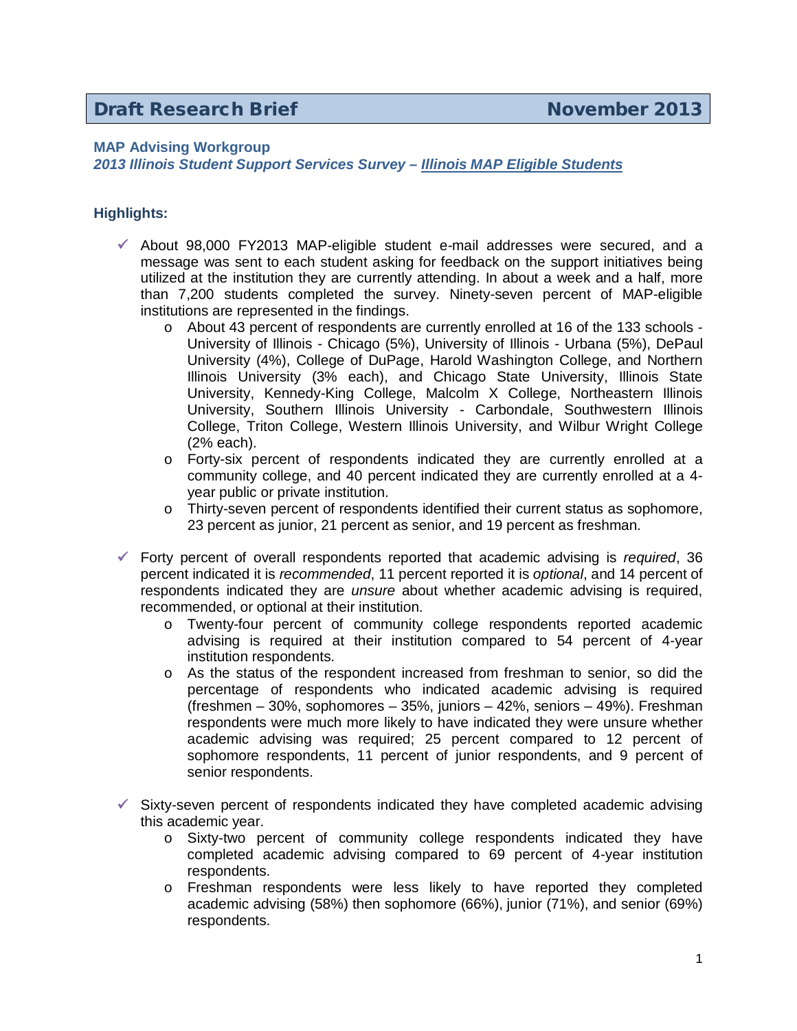# Draft Research Brief — November 2013

**MAP Advising Workgroup**

***2013 Illinois Student Support Services Survey – Illinois MAP Eligible Students***

**Highlights:**

- ✓ About 98,000 FY2013 MAP-eligible student e-mail addresses were secured, and a message was sent to each student asking for feedback on the support initiatives being utilized at the institution they are currently attending. In about a week and a half, more than 7,200 students completed the survey. Ninety-seven percent of MAP-eligible institutions are represented in the findings.
  - About 43 percent of respondents are currently enrolled at 16 of the 133 schools - University of Illinois - Chicago (5%), University of Illinois - Urbana (5%), DePaul University (4%), College of DuPage, Harold Washington College, and Northern Illinois University (3% each), and Chicago State University, Illinois State University, Kennedy-King College, Malcolm X College, Northeastern Illinois University, Southern Illinois University - Carbondale, Southwestern Illinois College, Triton College, Western Illinois University, and Wilbur Wright College (2% each).
  - Forty-six percent of respondents indicated they are currently enrolled at a community college, and 40 percent indicated they are currently enrolled at a 4-year public or private institution.
  - Thirty-seven percent of respondents identified their current status as sophomore, 23 percent as junior, 21 percent as senior, and 19 percent as freshman.

- ✓ Forty percent of overall respondents reported that academic advising is *required*, 36 percent indicated it is *recommended*, 11 percent reported it is *optional*, and 14 percent of respondents indicated they are *unsure* about whether academic advising is required, recommended, or optional at their institution.
  - Twenty-four percent of community college respondents reported academic advising is required at their institution compared to 54 percent of 4-year institution respondents.
  - As the status of the respondent increased from freshman to senior, so did the percentage of respondents who indicated academic advising is required (freshmen – 30%, sophomores – 35%, juniors – 42%, seniors – 49%). Freshman respondents were much more likely to have indicated they were unsure whether academic advising was required; 25 percent compared to 12 percent of sophomore respondents, 11 percent of junior respondents, and 9 percent of senior respondents.

- ✓ Sixty-seven percent of respondents indicated they have completed academic advising this academic year.
  - Sixty-two percent of community college respondents indicated they have completed academic advising compared to 69 percent of 4-year institution respondents.
  - Freshman respondents were less likely to have reported they completed academic advising (58%) then sophomore (66%), junior (71%), and senior (69%) respondents.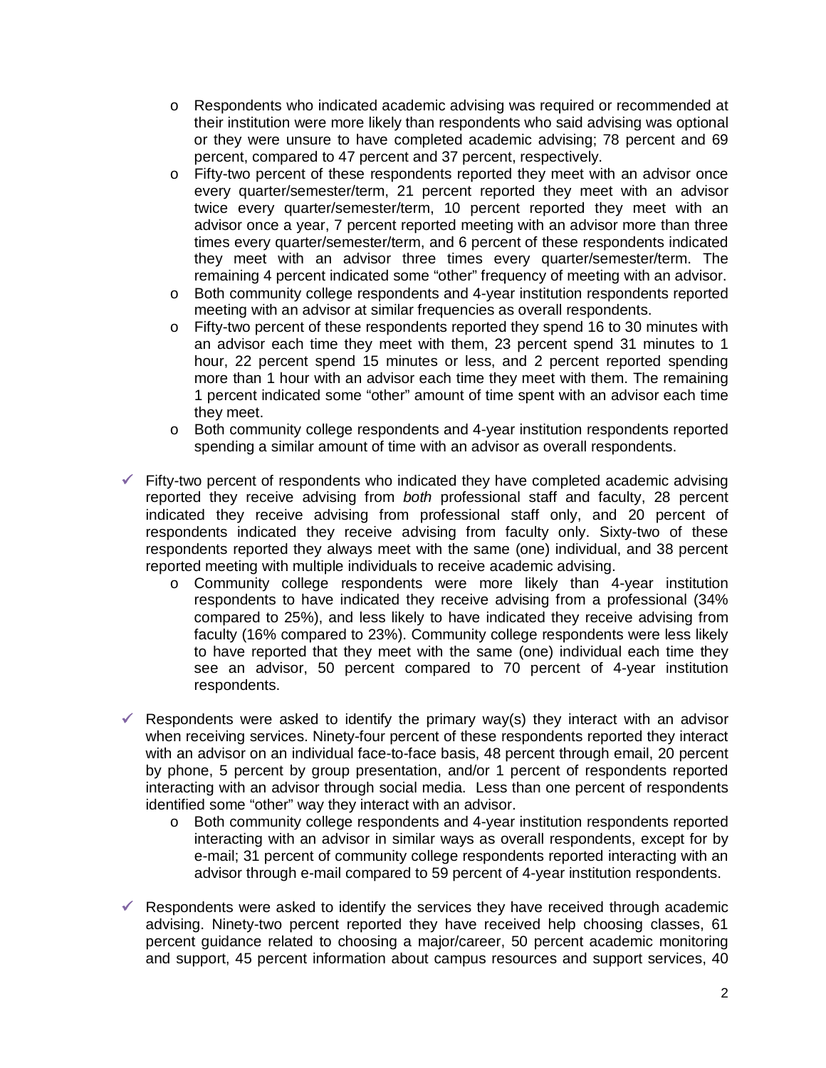- Respondents who indicated academic advising was required or recommended at their institution were more likely than respondents who said advising was optional or they were unsure to have completed academic advising; 78 percent and 69 percent, compared to 47 percent and 37 percent, respectively.
  - Fifty-two percent of these respondents reported they meet with an advisor once every quarter/semester/term, 21 percent reported they meet with an advisor twice every quarter/semester/term, 10 percent reported they meet with an advisor once a year, 7 percent reported meeting with an advisor more than three times every quarter/semester/term, and 6 percent of these respondents indicated they meet with an advisor three times every quarter/semester/term. The remaining 4 percent indicated some "other" frequency of meeting with an advisor.
  - Both community college respondents and 4-year institution respondents reported meeting with an advisor at similar frequencies as overall respondents.
  - Fifty-two percent of these respondents reported they spend 16 to 30 minutes with an advisor each time they meet with them, 23 percent spend 31 minutes to 1 hour, 22 percent spend 15 minutes or less, and 2 percent reported spending more than 1 hour with an advisor each time they meet with them. The remaining 1 percent indicated some "other" amount of time spent with an advisor each time they meet.
  - Both community college respondents and 4-year institution respondents reported spending a similar amount of time with an advisor as overall respondents.

- ✓ Fifty-two percent of respondents who indicated they have completed academic advising reported they receive advising from *both* professional staff and faculty, 28 percent indicated they receive advising from professional staff only, and 20 percent of respondents indicated they receive advising from faculty only. Sixty-two of these respondents reported they always meet with the same (one) individual, and 38 percent reported meeting with multiple individuals to receive academic advising.
  - Community college respondents were more likely than 4-year institution respondents to have indicated they receive advising from a professional (34% compared to 25%), and less likely to have indicated they receive advising from faculty (16% compared to 23%). Community college respondents were less likely to have reported that they meet with the same (one) individual each time they see an advisor, 50 percent compared to 70 percent of 4-year institution respondents.

- ✓ Respondents were asked to identify the primary way(s) they interact with an advisor when receiving services. Ninety-four percent of these respondents reported they interact with an advisor on an individual face-to-face basis, 48 percent through email, 20 percent by phone, 5 percent by group presentation, and/or 1 percent of respondents reported interacting with an advisor through social media. Less than one percent of respondents identified some "other" way they interact with an advisor.
  - Both community college respondents and 4-year institution respondents reported interacting with an advisor in similar ways as overall respondents, except for by e-mail; 31 percent of community college respondents reported interacting with an advisor through e-mail compared to 59 percent of 4-year institution respondents.

- ✓ Respondents were asked to identify the services they have received through academic advising. Ninety-two percent reported they have received help choosing classes, 61 percent guidance related to choosing a major/career, 50 percent academic monitoring and support, 45 percent information about campus resources and support services, 40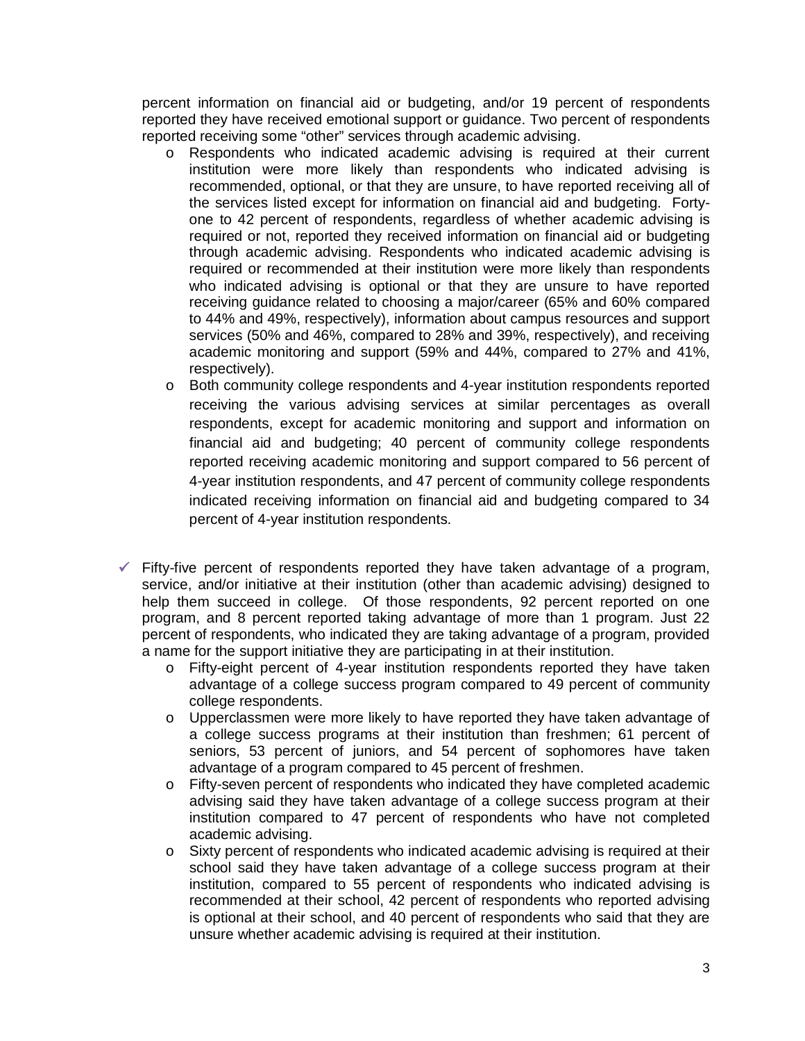percent information on financial aid or budgeting, and/or 19 percent of respondents reported they have received emotional support or guidance. Two percent of respondents reported receiving some "other" services through academic advising.

- Respondents who indicated academic advising is required at their current institution were more likely than respondents who indicated advising is recommended, optional, or that they are unsure, to have reported receiving all of the services listed except for information on financial aid and budgeting. Forty-one to 42 percent of respondents, regardless of whether academic advising is required or not, reported they received information on financial aid or budgeting through academic advising. Respondents who indicated academic advising is required or recommended at their institution were more likely than respondents who indicated advising is optional or that they are unsure to have reported receiving guidance related to choosing a major/career (65% and 60% compared to 44% and 49%, respectively), information about campus resources and support services (50% and 46%, compared to 28% and 39%, respectively), and receiving academic monitoring and support (59% and 44%, compared to 27% and 41%, respectively).
- Both community college respondents and 4-year institution respondents reported receiving the various advising services at similar percentages as overall respondents, except for academic monitoring and support and information on financial aid and budgeting; 40 percent of community college respondents reported receiving academic monitoring and support compared to 56 percent of 4-year institution respondents, and 47 percent of community college respondents indicated receiving information on financial aid and budgeting compared to 34 percent of 4-year institution respondents.

✓ Fifty-five percent of respondents reported they have taken advantage of a program, service, and/or initiative at their institution (other than academic advising) designed to help them succeed in college. Of those respondents, 92 percent reported on one program, and 8 percent reported taking advantage of more than 1 program. Just 22 percent of respondents, who indicated they are taking advantage of a program, provided a name for the support initiative they are participating in at their institution.

- Fifty-eight percent of 4-year institution respondents reported they have taken advantage of a college success program compared to 49 percent of community college respondents.
- Upperclassmen were more likely to have reported they have taken advantage of a college success programs at their institution than freshmen; 61 percent of seniors, 53 percent of juniors, and 54 percent of sophomores have taken advantage of a program compared to 45 percent of freshmen.
- Fifty-seven percent of respondents who indicated they have completed academic advising said they have taken advantage of a college success program at their institution compared to 47 percent of respondents who have not completed academic advising.
- Sixty percent of respondents who indicated academic advising is required at their school said they have taken advantage of a college success program at their institution, compared to 55 percent of respondents who indicated advising is recommended at their school, 42 percent of respondents who reported advising is optional at their school, and 40 percent of respondents who said that they are unsure whether academic advising is required at their institution.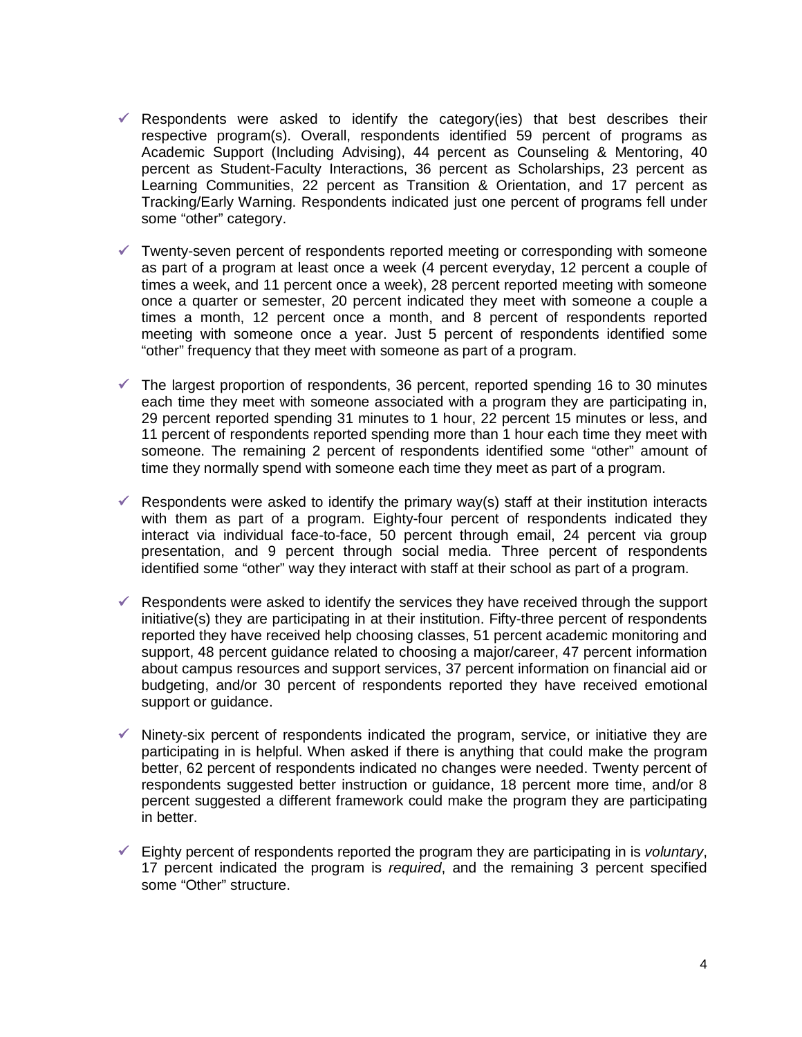- ✓ Respondents were asked to identify the category(ies) that best describes their respective program(s). Overall, respondents identified 59 percent of programs as Academic Support (Including Advising), 44 percent as Counseling & Mentoring, 40 percent as Student-Faculty Interactions, 36 percent as Scholarships, 23 percent as Learning Communities, 22 percent as Transition & Orientation, and 17 percent as Tracking/Early Warning. Respondents indicated just one percent of programs fell under some "other" category.

- ✓ Twenty-seven percent of respondents reported meeting or corresponding with someone as part of a program at least once a week (4 percent everyday, 12 percent a couple of times a week, and 11 percent once a week), 28 percent reported meeting with someone once a quarter or semester, 20 percent indicated they meet with someone a couple a times a month, 12 percent once a month, and 8 percent of respondents reported meeting with someone once a year. Just 5 percent of respondents identified some "other" frequency that they meet with someone as part of a program.

- ✓ The largest proportion of respondents, 36 percent, reported spending 16 to 30 minutes each time they meet with someone associated with a program they are participating in, 29 percent reported spending 31 minutes to 1 hour, 22 percent 15 minutes or less, and 11 percent of respondents reported spending more than 1 hour each time they meet with someone. The remaining 2 percent of respondents identified some "other" amount of time they normally spend with someone each time they meet as part of a program.

- ✓ Respondents were asked to identify the primary way(s) staff at their institution interacts with them as part of a program. Eighty-four percent of respondents indicated they interact via individual face-to-face, 50 percent through email, 24 percent via group presentation, and 9 percent through social media. Three percent of respondents identified some "other" way they interact with staff at their school as part of a program.

- ✓ Respondents were asked to identify the services they have received through the support initiative(s) they are participating in at their institution. Fifty-three percent of respondents reported they have received help choosing classes, 51 percent academic monitoring and support, 48 percent guidance related to choosing a major/career, 47 percent information about campus resources and support services, 37 percent information on financial aid or budgeting, and/or 30 percent of respondents reported they have received emotional support or guidance.

- ✓ Ninety-six percent of respondents indicated the program, service, or initiative they are participating in is helpful. When asked if there is anything that could make the program better, 62 percent of respondents indicated no changes were needed. Twenty percent of respondents suggested better instruction or guidance, 18 percent more time, and/or 8 percent suggested a different framework could make the program they are participating in better.

- ✓ Eighty percent of respondents reported the program they are participating in is *voluntary*, 17 percent indicated the program is *required*, and the remaining 3 percent specified some "Other" structure.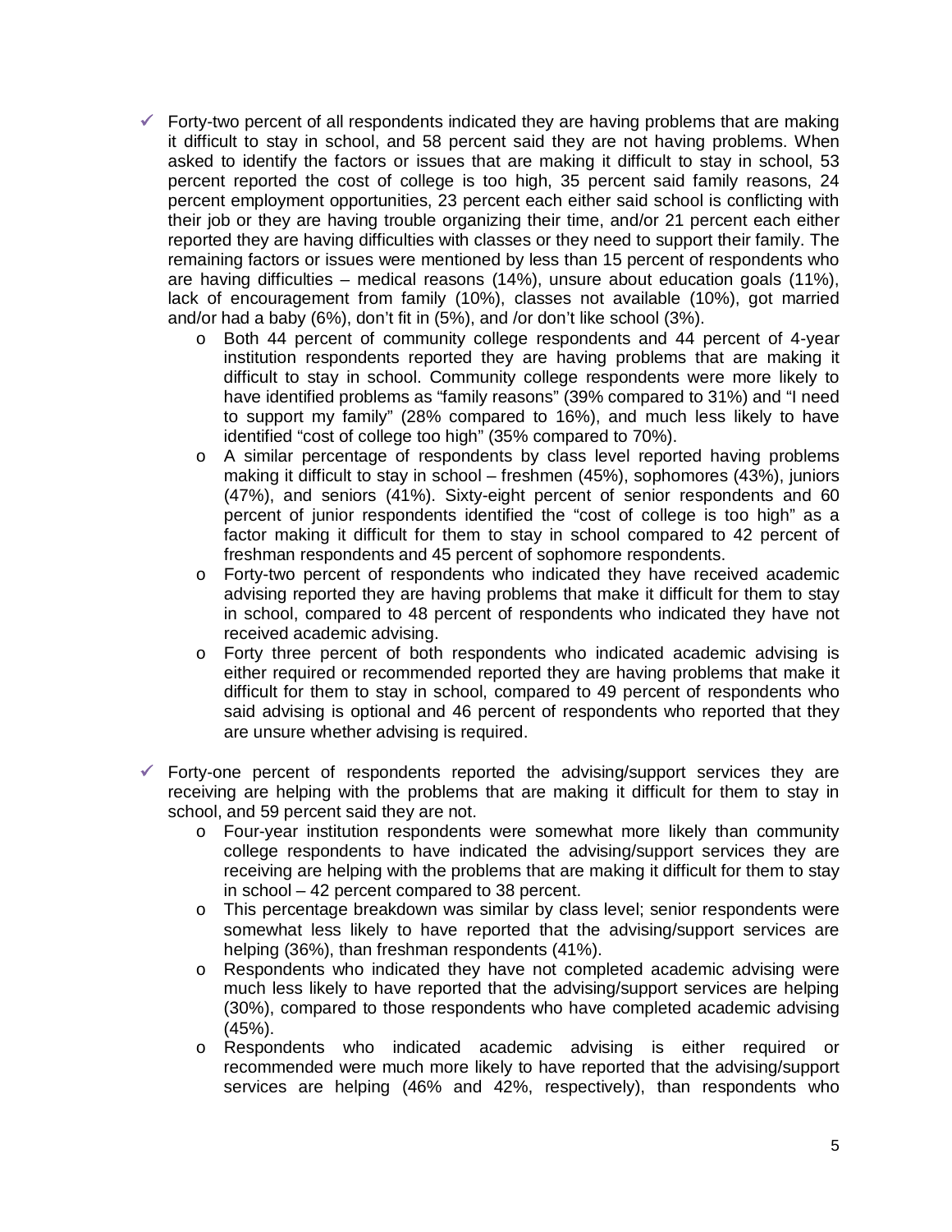- Forty-two percent of all respondents indicated they are having problems that are making it difficult to stay in school, and 58 percent said they are not having problems. When asked to identify the factors or issues that are making it difficult to stay in school, 53 percent reported the cost of college is too high, 35 percent said family reasons, 24 percent employment opportunities, 23 percent each either said school is conflicting with their job or they are having trouble organizing their time, and/or 21 percent each either reported they are having difficulties with classes or they need to support their family. The remaining factors or issues were mentioned by less than 15 percent of respondents who are having difficulties – medical reasons (14%), unsure about education goals (11%), lack of encouragement from family (10%), classes not available (10%), got married and/or had a baby (6%), don't fit in (5%), and /or don't like school (3%).
  - Both 44 percent of community college respondents and 44 percent of 4-year institution respondents reported they are having problems that are making it difficult to stay in school. Community college respondents were more likely to have identified problems as "family reasons" (39% compared to 31%) and "I need to support my family" (28% compared to 16%), and much less likely to have identified "cost of college too high" (35% compared to 70%).
  - A similar percentage of respondents by class level reported having problems making it difficult to stay in school – freshmen (45%), sophomores (43%), juniors (47%), and seniors (41%). Sixty-eight percent of senior respondents and 60 percent of junior respondents identified the "cost of college is too high" as a factor making it difficult for them to stay in school compared to 42 percent of freshman respondents and 45 percent of sophomore respondents.
  - Forty-two percent of respondents who indicated they have received academic advising reported they are having problems that make it difficult for them to stay in school, compared to 48 percent of respondents who indicated they have not received academic advising.
  - Forty three percent of both respondents who indicated academic advising is either required or recommended reported they are having problems that make it difficult for them to stay in school, compared to 49 percent of respondents who said advising is optional and 46 percent of respondents who reported that they are unsure whether advising is required.

- Forty-one percent of respondents reported the advising/support services they are receiving are helping with the problems that are making it difficult for them to stay in school, and 59 percent said they are not.
  - Four-year institution respondents were somewhat more likely than community college respondents to have indicated the advising/support services they are receiving are helping with the problems that are making it difficult for them to stay in school – 42 percent compared to 38 percent.
  - This percentage breakdown was similar by class level; senior respondents were somewhat less likely to have reported that the advising/support services are helping (36%), than freshman respondents (41%).
  - Respondents who indicated they have not completed academic advising were much less likely to have reported that the advising/support services are helping (30%), compared to those respondents who have completed academic advising (45%).
  - Respondents who indicated academic advising is either required or recommended were much more likely to have reported that the advising/support services are helping (46% and 42%, respectively), than respondents who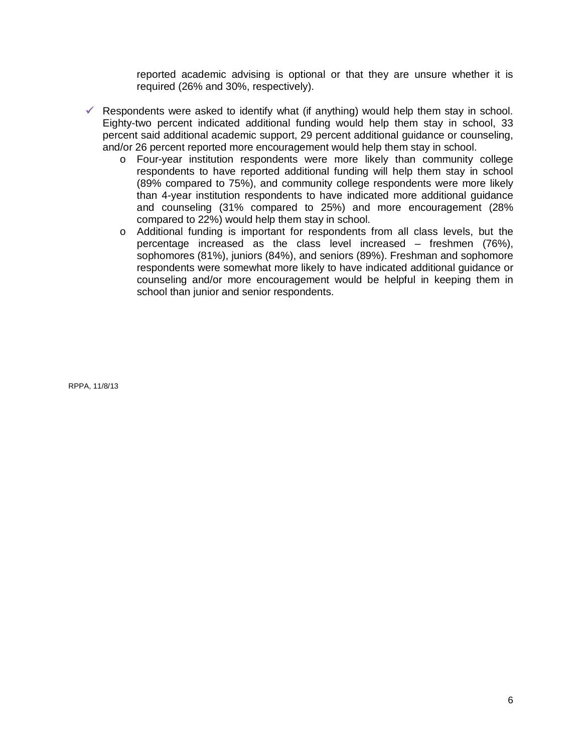reported academic advising is optional or that they are unsure whether it is required (26% and 30%, respectively).

- ✓ Respondents were asked to identify what (if anything) would help them stay in school. Eighty-two percent indicated additional funding would help them stay in school, 33 percent said additional academic support, 29 percent additional guidance or counseling, and/or 26 percent reported more encouragement would help them stay in school.
  - Four-year institution respondents were more likely than community college respondents to have reported additional funding will help them stay in school (89% compared to 75%), and community college respondents were more likely than 4-year institution respondents to have indicated more additional guidance and counseling (31% compared to 25%) and more encouragement (28% compared to 22%) would help them stay in school.
  - Additional funding is important for respondents from all class levels, but the percentage increased as the class level increased – freshmen (76%), sophomores (81%), juniors (84%), and seniors (89%). Freshman and sophomore respondents were somewhat more likely to have indicated additional guidance or counseling and/or more encouragement would be helpful in keeping them in school than junior and senior respondents.

RPPA, 11/8/13